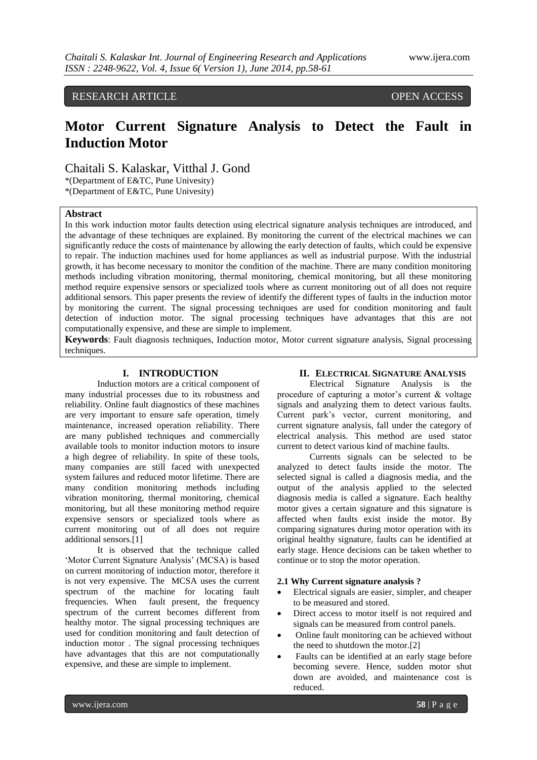RESEARCH ARTICLE OPEN ACCESS

# Motor Current Signature Analysis to Detect the Fault in Induction Motor

Chaitali S. Kalaskar, Vitthal J. Gond

*(Department of E&TC, Pune Univesity)
*(Department of E&TC, Pune Univesity)

**Abstract**

In this work induction motor faults detection using electrical signature analysis techniques are introduced, and the advantage of these techniques are explained. By monitoring the current of the electrical machines we can significantly reduce the costs of maintenance by allowing the early detection of faults, which could be expensive to repair. The induction machines used for home appliances as well as industrial purpose. With the industrial growth, it has become necessary to monitor the condition of the machine. There are many condition monitoring methods including vibration monitoring, thermal monitoring, chemical monitoring, but all these monitoring method require expensive sensors or specialized tools where as current monitoring out of all does not require additional sensors. This paper presents the review of identify the different types of faults in the induction motor by monitoring the current. The signal processing techniques are used for condition monitoring and fault detection of induction motor. The signal processing techniques have advantages that this are not computationally expensive, and these are simple to implement.

**Keywords**: Fault diagnosis techniques, Induction motor, Motor current signature analysis, Signal processing techniques.

## I. INTRODUCTION

Induction motors are a critical component of many industrial processes due to its robustness and reliability. Online fault diagnostics of these machines are very important to ensure safe operation, timely maintenance, increased operation reliability. There are many published techniques and commercially available tools to monitor induction motors to insure a high degree of reliability. In spite of these tools, many companies are still faced with unexpected system failures and reduced motor lifetime. There are many condition monitoring methods including vibration monitoring, thermal monitoring, chemical monitoring, but all these monitoring method require expensive sensors or specialized tools where as current monitoring out of all does not require additional sensors.[1]

It is observed that the technique called 'Motor Current Signature Analysis' (MCSA) is based on current monitoring of induction motor, therefore it is not very expensive. The MCSA uses the current spectrum of the machine for locating fault frequencies. When fault present, the frequency spectrum of the current becomes different from healthy motor. The signal processing techniques are used for condition monitoring and fault detection of induction motor . The signal processing techniques have advantages that this are not computationally expensive, and these are simple to implement.

## II. ELECTRICAL SIGNATURE ANALYSIS

Electrical Signature Analysis is the procedure of capturing a motor's current & voltage signals and analyzing them to detect various faults. Current park's vector, current monitoring, and current signature analysis, fall under the category of electrical analysis. This method are used stator current to detect various kind of machine faults.

Currents signals can be selected to be analyzed to detect faults inside the motor. The selected signal is called a diagnosis media, and the output of the analysis applied to the selected diagnosis media is called a signature. Each healthy motor gives a certain signature and this signature is affected when faults exist inside the motor. By comparing signatures during motor operation with its original healthy signature, faults can be identified at early stage. Hence decisions can be taken whether to continue or to stop the motor operation.

### 2.1 Why Current signature analysis ?

- Electrical signals are easier, simpler, and cheaper to be measured and stored.
- Direct access to motor itself is not required and signals can be measured from control panels.
- Online fault monitoring can be achieved without the need to shutdown the motor.[2]
- Faults can be identified at an early stage before becoming severe. Hence, sudden motor shut down are avoided, and maintenance cost is reduced.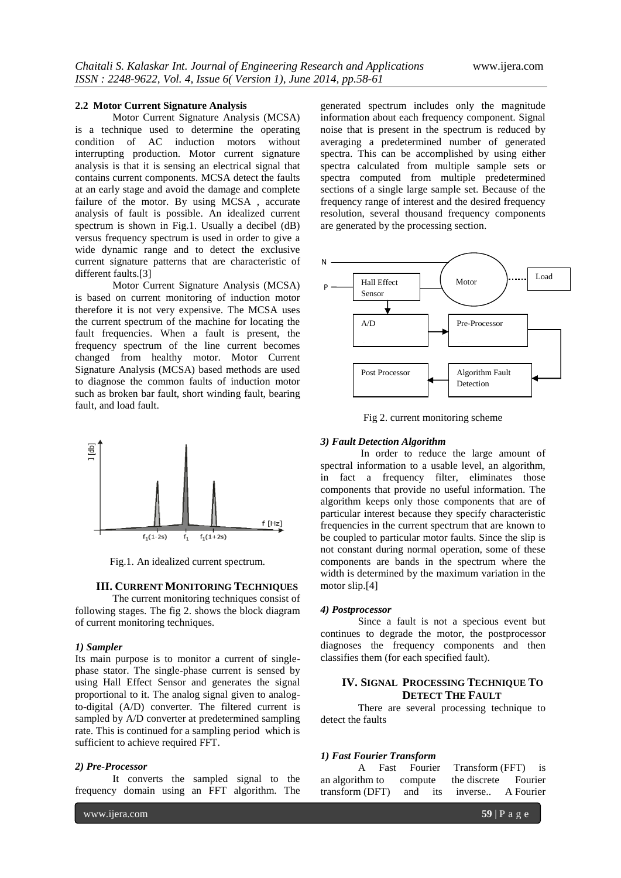### 2.2 Motor Current Signature Analysis

Motor Current Signature Analysis (MCSA) is a technique used to determine the operating condition of AC induction motors without interrupting production. Motor current signature analysis is that it is sensing an electrical signal that contains current components. MCSA detect the faults at an early stage and avoid the damage and complete failure of the motor. By using MCSA , accurate analysis of fault is possible. An idealized current spectrum is shown in Fig.1. Usually a decibel (dB) versus frequency spectrum is used in order to give a wide dynamic range and to detect the exclusive current signature patterns that are characteristic of different faults.[3]

Motor Current Signature Analysis (MCSA) is based on current monitoring of induction motor therefore it is not very expensive. The MCSA uses the current spectrum of the machine for locating the fault frequencies. When a fault is present, the frequency spectrum of the line current becomes changed from healthy motor. Motor Current Signature Analysis (MCSA) based methods are used to diagnose the common faults of induction motor such as broken bar fault, short winding fault, bearing fault, and load fault.

Fig.1. An idealized current spectrum.

## III. CURRENT MONITORING TECHNIQUES

The current monitoring techniques consist of following stages. The fig 2. shows the block diagram of current monitoring techniques.

***1) Sampler***

Its main purpose is to monitor a current of single-phase stator. The single-phase current is sensed by using Hall Effect Sensor and generates the signal proportional to it. The analog signal given to analog-to-digital (A/D) converter. The filtered current is sampled by A/D converter at predetermined sampling rate. This is continued for a sampling period which is sufficient to achieve required FFT.

***2) Pre-Processor***

It converts the sampled signal to the frequency domain using an FFT algorithm. The generated spectrum includes only the magnitude information about each frequency component. Signal noise that is present in the spectrum is reduced by averaging a predetermined number of generated spectra. This can be accomplished by using either spectra calculated from multiple sample sets or spectra computed from multiple predetermined sections of a single large sample set. Because of the frequency range of interest and the desired frequency resolution, several thousand frequency components are generated by the processing section.

Fig 2. current monitoring scheme

***3) Fault Detection Algorithm***

In order to reduce the large amount of spectral information to a usable level, an algorithm, in fact a frequency filter, eliminates those components that provide no useful information. The algorithm keeps only those components that are of particular interest because they specify characteristic frequencies in the current spectrum that are known to be coupled to particular motor faults. Since the slip is not constant during normal operation, some of these components are bands in the spectrum where the width is determined by the maximum variation in the motor slip.[4]

***4) Postprocessor***

Since a fault is not a specious event but continues to degrade the motor, the postprocessor diagnoses the frequency components and then classifies them (for each specified fault).

## IV. SIGNAL PROCESSING TECHNIQUE TO DETECT THE FAULT

There are several processing technique to detect the faults

***1) Fast Fourier Transform***

A Fast Fourier Transform (FFT) is an algorithm to compute the discrete Fourier transform (DFT) and its inverse.. A Fourier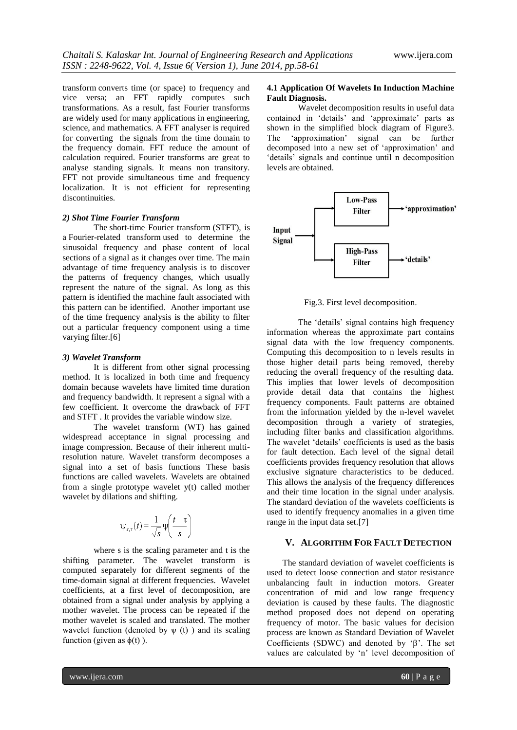transform converts time (or space) to frequency and vice versa; an FFT rapidly computes such transformations. As a result, fast Fourier transforms are widely used for many applications in engineering, science, and mathematics. A FFT analyser is required for converting the signals from the time domain to the frequency domain. FFT reduce the amount of calculation required. Fourier transforms are great to analyse standing signals. It means non transitory. FFT not provide simultaneous time and frequency localization. It is not efficient for representing discontinuities.

#### *2) Shot Time Fourier Transform*

The short-time Fourier transform (STFT), is a Fourier-related transform used to determine the sinusoidal frequency and phase content of local sections of a signal as it changes over time. The main advantage of time frequency analysis is to discover the patterns of frequency changes, which usually represent the nature of the signal. As long as this pattern is identified the machine fault associated with this pattern can be identified. Another important use of the time frequency analysis is the ability to filter out a particular frequency component using a time varying filter.[6]

#### *3) Wavelet Transform*

It is different from other signal processing method. It is localized in both time and frequency domain because wavelets have limited time duration and frequency bandwidth. It represent a signal with a few coefficient. It overcome the drawback of FFT and STFT . It provides the variable window size.

The wavelet transform (WT) has gained widespread acceptance in signal processing and image compression. Because of their inherent multi-resolution nature. Wavelet transform decomposes a signal into a set of basis functions These basis functions are called wavelets. Wavelets are obtained from a single prototype wavelet y(t) called mother wavelet by dilations and shifting.

$$\psi_{s,\tau}(t) = \frac{1}{\sqrt{s}}\psi\left(\frac{t-\tau}{s}\right)$$

where s is the scaling parameter and t is the shifting parameter. The wavelet transform is computed separately for different segments of the time-domain signal at different frequencies. Wavelet coefficients, at a first level of decomposition, are obtained from a signal under analysis by applying a mother wavelet. The process can be repeated if the mother wavelet is scaled and translated. The mother wavelet function (denoted by $\psi$ (t) ) and its scaling function (given as $\phi$(t) ).

### 4.1 Application Of Wavelets In Induction Machine Fault Diagnosis.

Wavelet decomposition results in useful data contained in 'details' and 'approximate' parts as shown in the simplified block diagram of Figure3. The 'approximation' signal can be further decomposed into a new set of 'approximation' and 'details' signals and continue until n decomposition levels are obtained.

Fig.3. First level decomposition.

The 'details' signal contains high frequency information whereas the approximate part contains signal data with the low frequency components. Computing this decomposition to n levels results in those higher detail parts being removed, thereby reducing the overall frequency of the resulting data. This implies that lower levels of decomposition provide detail data that contains the highest frequency components. Fault patterns are obtained from the information yielded by the n-level wavelet decomposition through a variety of strategies, including filter banks and classification algorithms. The wavelet 'details' coefficients is used as the basis for fault detection. Each level of the signal detail coefficients provides frequency resolution that allows exclusive signature characteristics to be deduced. This allows the analysis of the frequency differences and their time location in the signal under analysis. The standard deviation of the wavelets coefficients is used to identify frequency anomalies in a given time range in the input data set.[7]

## V. Algorithm For Fault Detection

The standard deviation of wavelet coefficients is used to detect loose connection and stator resistance unbalancing fault in induction motors. Greater concentration of mid and low range frequency deviation is caused by these faults. The diagnostic method proposed does not depend on operating frequency of motor. The basic values for decision process are known as Standard Deviation of Wavelet Coefficients (SDWC) and denoted by '$\beta$'. The set values are calculated by 'n' level decomposition of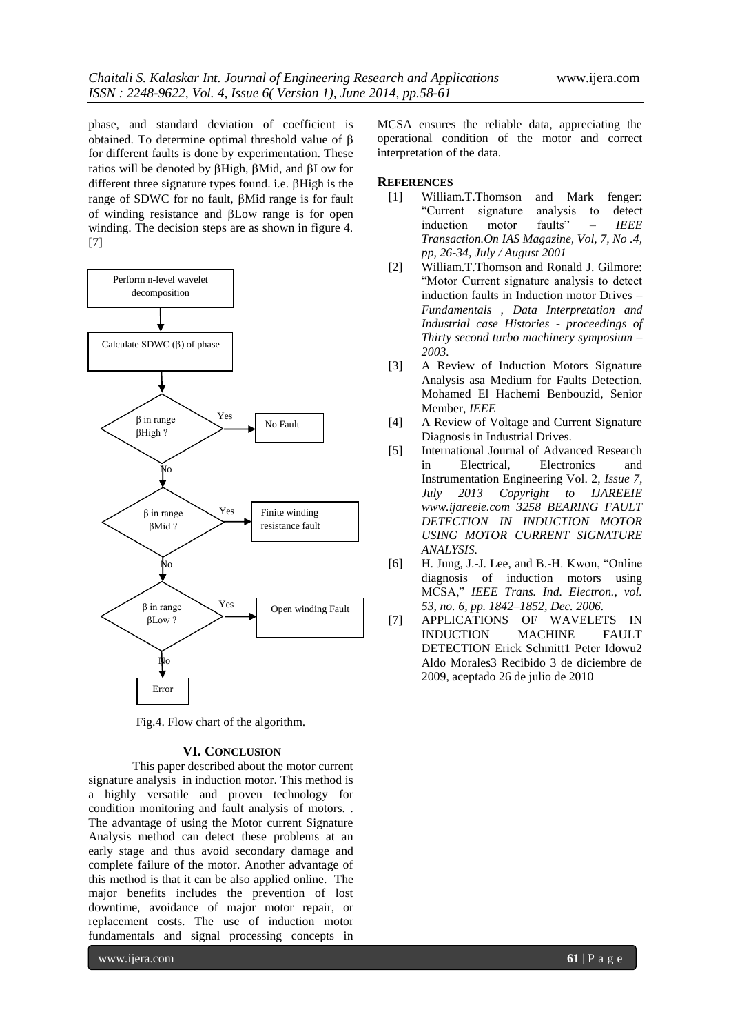phase, and standard deviation of coefficient is obtained. To determine optimal threshold value of β for different faults is done by experimentation. These ratios will be denoted by βHigh, βMid, and βLow for different three signature types found. i.e. βHigh is the range of SDWC for no fault, βMid range is for fault of winding resistance and βLow range is for open winding. The decision steps are as shown in figure 4. [7]

Perform n-level wavelet decomposition

Calculate SDWC (β) of phase

β in range βHigh ?

Yes

No Fault

No

β in range βMid ?

Yes

Finite winding resistance fault

No

β in range βLow ?

Yes

Open winding Fault

No

Error

Fig.4. Flow chart of the algorithm.

## VI. CONCLUSION

This paper described about the motor current signature analysis in induction motor. This method is a highly versatile and proven technology for condition monitoring and fault analysis of motors. . The advantage of using the Motor current Signature Analysis method can detect these problems at an early stage and thus avoid secondary damage and complete failure of the motor. Another advantage of this method is that it can be also applied online. The major benefits includes the prevention of lost downtime, avoidance of major motor repair, or replacement costs. The use of induction motor fundamentals and signal processing concepts in MCSA ensures the reliable data, appreciating the operational condition of the motor and correct interpretation of the data.

## REFERENCES

[1] William.T.Thomson and Mark fenger: "Current signature analysis to detect induction motor faults" – *IEEE Transaction.On IAS Magazine, Vol, 7, No .4, pp, 26-34, July / August 2001*

[2] William.T.Thomson and Ronald J. Gilmore: "Motor Current signature analysis to detect induction faults in Induction motor Drives – *Fundamentals , Data Interpretation and Industrial case Histories - proceedings of Thirty second turbo machinery symposium – 2003.*

[3] A Review of Induction Motors Signature Analysis asa Medium for Faults Detection. Mohamed El Hachemi Benbouzid, Senior Member, *IEEE*

[4] A Review of Voltage and Current Signature Diagnosis in Industrial Drives.

[5] International Journal of Advanced Research in Electrical, Electronics and Instrumentation Engineering Vol. 2, *Issue 7, July 2013 Copyright to IJAREEIE www.ijareeie.com 3258 BEARING FAULT DETECTION IN INDUCTION MOTOR USING MOTOR CURRENT SIGNATURE ANALYSIS.*

[6] H. Jung, J.-J. Lee, and B.-H. Kwon, "Online diagnosis of induction motors using MCSA," *IEEE Trans. Ind. Electron., vol. 53, no. 6, pp. 1842–1852, Dec. 2006.*

[7] APPLICATIONS OF WAVELETS IN INDUCTION MACHINE FAULT DETECTION Erick Schmitt1 Peter Idowu2 Aldo Morales3 Recibido 3 de diciembre de 2009, aceptado 26 de julio de 2010